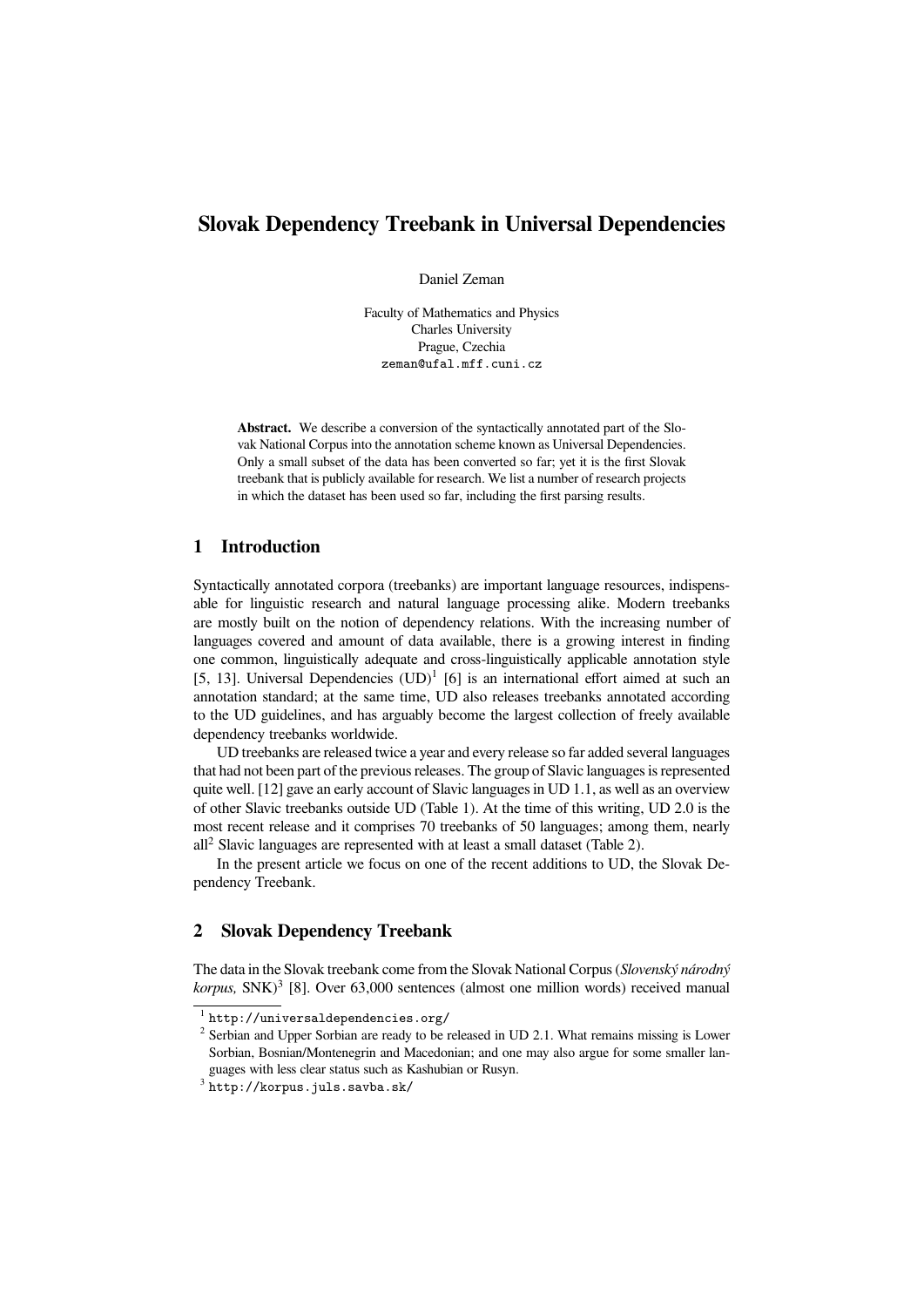# Slovak Dependency Treebank in Universal Dependencies

Daniel Zeman

Faculty of Mathematics and Physics
Charles University
Prague, Czechia
zeman@ufal.mff.cuni.cz

**Abstract.** We describe a conversion of the syntactically annotated part of the Slovak National Corpus into the annotation scheme known as Universal Dependencies. Only a small subset of the data has been converted so far; yet it is the first Slovak treebank that is publicly available for research. We list a number of research projects in which the dataset has been used so far, including the first parsing results.

## 1 Introduction

Syntactically annotated corpora (treebanks) are important language resources, indispensable for linguistic research and natural language processing alike. Modern treebanks are mostly built on the notion of dependency relations. With the increasing number of languages covered and amount of data available, there is a growing interest in finding one common, linguistically adequate and cross-linguistically applicable annotation style [5, 13]. Universal Dependencies (UD)[1] [6] is an international effort aimed at such an annotation standard; at the same time, UD also releases treebanks annotated according to the UD guidelines, and has arguably become the largest collection of freely available dependency treebanks worldwide.

UD treebanks are released twice a year and every release so far added several languages that had not been part of the previous releases. The group of Slavic languages is represented quite well. [12] gave an early account of Slavic languages in UD 1.1, as well as an overview of other Slavic treebanks outside UD (Table 1). At the time of this writing, UD 2.0 is the most recent release and it comprises 70 treebanks of 50 languages; among them, nearly all[2] Slavic languages are represented with at least a small dataset (Table 2).

In the present article we focus on one of the recent additions to UD, the Slovak Dependency Treebank.

## 2 Slovak Dependency Treebank

The data in the Slovak treebank come from the Slovak National Corpus (*Slovenský národný korpus,* SNK)[3] [8]. Over 63,000 sentences (almost one million words) received manual

[1] http://universaldependencies.org/

[2] Serbian and Upper Sorbian are ready to be released in UD 2.1. What remains missing is Lower Sorbian, Bosnian/Montenegrin and Macedonian; and one may also argue for some smaller languages with less clear status such as Kashubian or Rusyn.

[3] http://korpus.juls.savba.sk/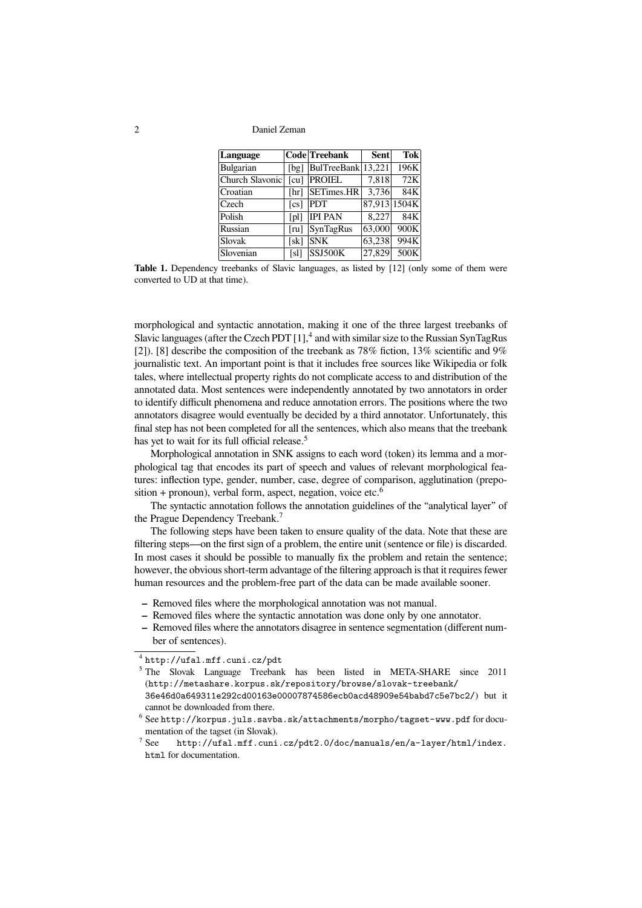| Language | Code | Treebank | Sent | Tok |
|---|---|---|---|---|
| Bulgarian | [bg] | BulTreeBank | 13,221 | 196K |
| Church Slavonic | [cu] | PROIEL | 7,818 | 72K |
| Croatian | [hr] | SETimes.HR | 3,736 | 84K |
| Czech | [cs] | PDT | 87,913 | 1504K |
| Polish | [pl] | IPI PAN | 8,227 | 84K |
| Russian | [ru] | SynTagRus | 63,000 | 900K |
| Slovak | [sk] | SNK | 63,238 | 994K |
| Slovenian | [sl] | SSJ500K | 27,829 | 500K |

**Table 1.** Dependency treebanks of Slavic languages, as listed by [12] (only some of them were converted to UD at that time).

morphological and syntactic annotation, making it one of the three largest treebanks of Slavic languages (after the Czech PDT [1],[4] and with similar size to the Russian SynTagRus [2]). [8] describe the composition of the treebank as 78% fiction, 13% scientific and 9% journalistic text. An important point is that it includes free sources like Wikipedia or folk tales, where intellectual property rights do not complicate access to and distribution of the annotated data. Most sentences were independently annotated by two annotators in order to identify difficult phenomena and reduce annotation errors. The positions where the two annotators disagree would eventually be decided by a third annotator. Unfortunately, this final step has not been completed for all the sentences, which also means that the treebank has yet to wait for its full official release.[5]

Morphological annotation in SNK assigns to each word (token) its lemma and a morphological tag that encodes its part of speech and values of relevant morphological features: inflection type, gender, number, case, degree of comparison, agglutination (preposition + pronoun), verbal form, aspect, negation, voice etc.[6]

The syntactic annotation follows the annotation guidelines of the "analytical layer" of the Prague Dependency Treebank.[7]

The following steps have been taken to ensure quality of the data. Note that these are filtering steps—on the first sign of a problem, the entire unit (sentence or file) is discarded. In most cases it should be possible to manually fix the problem and retain the sentence; however, the obvious short-term advantage of the filtering approach is that it requires fewer human resources and the problem-free part of the data can be made available sooner.

- Removed files where the morphological annotation was not manual.
- Removed files where the syntactic annotation was done only by one annotator.
- Removed files where the annotators disagree in sentence segmentation (different number of sentences).

[4] http://ufal.mff.cuni.cz/pdt

[5] The Slovak Language Treebank has been listed in META-SHARE since 2011 (http://metashare.korpus.sk/repository/browse/slovak-treebank/36e46d0a649311e292cd00163e00007874586ecb0acd48909e54babd7c5e7bc2/) but it cannot be downloaded from there.

[6] See http://korpus.juls.savba.sk/attachments/morpho/tagset-www.pdf for documentation of the tagset (in Slovak).

[7] See http://ufal.mff.cuni.cz/pdt2.0/doc/manuals/en/a-layer/html/index.html for documentation.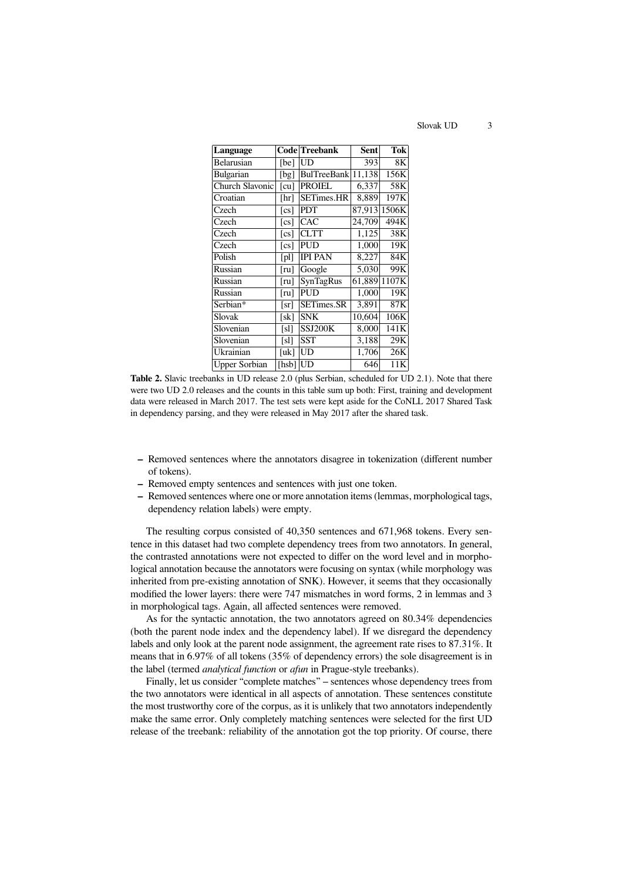| Language | Code | Treebank | Sent | Tok |
|---|---|---|---|---|
| Belarusian | [be] | UD | 393 | 8K |
| Bulgarian | [bg] | BulTreeBank | 11,138 | 156K |
| Church Slavonic | [cu] | PROIEL | 6,337 | 58K |
| Croatian | [hr] | SETimes.HR | 8,889 | 197K |
| Czech | [cs] | PDT | 87,913 | 1506K |
| Czech | [cs] | CAC | 24,709 | 494K |
| Czech | [cs] | CLTT | 1,125 | 38K |
| Czech | [cs] | PUD | 1,000 | 19K |
| Polish | [pl] | IPI PAN | 8,227 | 84K |
| Russian | [ru] | Google | 5,030 | 99K |
| Russian | [ru] | SynTagRus | 61,889 | 1107K |
| Russian | [ru] | PUD | 1,000 | 19K |
| Serbian* | [sr] | SETimes.SR | 3,891 | 87K |
| Slovak | [sk] | SNK | 10,604 | 106K |
| Slovenian | [sl] | SSJ200K | 8,000 | 141K |
| Slovenian | [sl] | SST | 3,188 | 29K |
| Ukrainian | [uk] | UD | 1,706 | 26K |
| Upper Sorbian | [hsb] | UD | 646 | 11K |

**Table 2.** Slavic treebanks in UD release 2.0 (plus Serbian, scheduled for UD 2.1). Note that there were two UD 2.0 releases and the counts in this table sum up both: First, training and development data were released in March 2017. The test sets were kept aside for the CoNLL 2017 Shared Task in dependency parsing, and they were released in May 2017 after the shared task.

- Removed sentences where the annotators disagree in tokenization (different number of tokens).
- Removed empty sentences and sentences with just one token.
- Removed sentences where one or more annotation items (lemmas, morphological tags, dependency relation labels) were empty.

The resulting corpus consisted of 40,350 sentences and 671,968 tokens. Every sentence in this dataset had two complete dependency trees from two annotators. In general, the contrasted annotations were not expected to differ on the word level and in morphological annotation because the annotators were focusing on syntax (while morphology was inherited from pre-existing annotation of SNK). However, it seems that they occasionally modified the lower layers: there were 747 mismatches in word forms, 2 in lemmas and 3 in morphological tags. Again, all affected sentences were removed.

As for the syntactic annotation, the two annotators agreed on 80.34% dependencies (both the parent node index and the dependency label). If we disregard the dependency labels and only look at the parent node assignment, the agreement rate rises to 87.31%. It means that in 6.97% of all tokens (35% of dependency errors) the sole disagreement is in the label (termed *analytical function* or *afun* in Prague-style treebanks).

Finally, let us consider "complete matches" – sentences whose dependency trees from the two annotators were identical in all aspects of annotation. These sentences constitute the most trustworthy core of the corpus, as it is unlikely that two annotators independently make the same error. Only completely matching sentences were selected for the first UD release of the treebank: reliability of the annotation got the top priority. Of course, there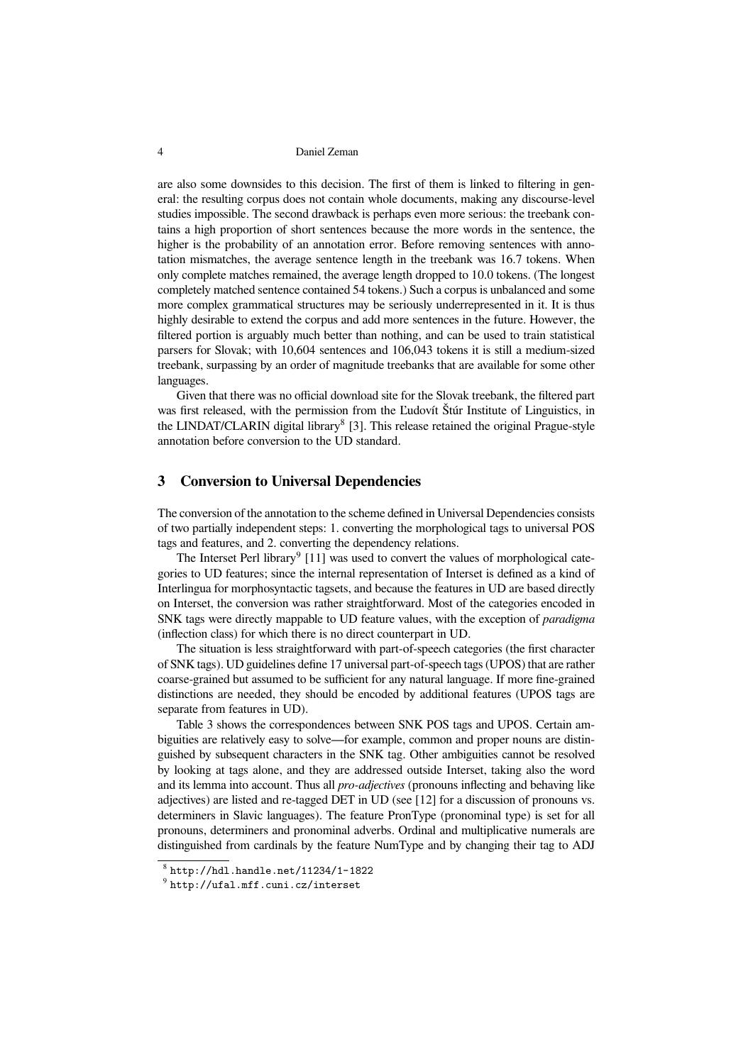are also some downsides to this decision. The first of them is linked to filtering in general: the resulting corpus does not contain whole documents, making any discourse-level studies impossible. The second drawback is perhaps even more serious: the treebank contains a high proportion of short sentences because the more words in the sentence, the higher is the probability of an annotation error. Before removing sentences with annotation mismatches, the average sentence length in the treebank was 16.7 tokens. When only complete matches remained, the average length dropped to 10.0 tokens. (The longest completely matched sentence contained 54 tokens.) Such a corpus is unbalanced and some more complex grammatical structures may be seriously underrepresented in it. It is thus highly desirable to extend the corpus and add more sentences in the future. However, the filtered portion is arguably much better than nothing, and can be used to train statistical parsers for Slovak; with 10,604 sentences and 106,043 tokens it is still a medium-sized treebank, surpassing by an order of magnitude treebanks that are available for some other languages.

Given that there was no official download site for the Slovak treebank, the filtered part was first released, with the permission from the Ľudovít Štúr Institute of Linguistics, in the LINDAT/CLARIN digital library[8] [3]. This release retained the original Prague-style annotation before conversion to the UD standard.

## 3 Conversion to Universal Dependencies

The conversion of the annotation to the scheme defined in Universal Dependencies consists of two partially independent steps: 1. converting the morphological tags to universal POS tags and features, and 2. converting the dependency relations.

The Interset Perl library[9] [11] was used to convert the values of morphological categories to UD features; since the internal representation of Interset is defined as a kind of Interlingua for morphosyntactic tagsets, and because the features in UD are based directly on Interset, the conversion was rather straightforward. Most of the categories encoded in SNK tags were directly mappable to UD feature values, with the exception of *paradigma* (inflection class) for which there is no direct counterpart in UD.

The situation is less straightforward with part-of-speech categories (the first character of SNK tags). UD guidelines define 17 universal part-of-speech tags (UPOS) that are rather coarse-grained but assumed to be sufficient for any natural language. If more fine-grained distinctions are needed, they should be encoded by additional features (UPOS tags are separate from features in UD).

Table 3 shows the correspondences between SNK POS tags and UPOS. Certain ambiguities are relatively easy to solve—for example, common and proper nouns are distinguished by subsequent characters in the SNK tag. Other ambiguities cannot be resolved by looking at tags alone, and they are addressed outside Interset, taking also the word and its lemma into account. Thus all *pro-adjectives* (pronouns inflecting and behaving like adjectives) are listed and re-tagged DET in UD (see [12] for a discussion of pronouns vs. determiners in Slavic languages). The feature PronType (pronominal type) is set for all pronouns, determiners and pronominal adverbs. Ordinal and multiplicative numerals are distinguished from cardinals by the feature NumType and by changing their tag to ADJ

[8] http://hdl.handle.net/11234/1-1822

[9] http://ufal.mff.cuni.cz/interset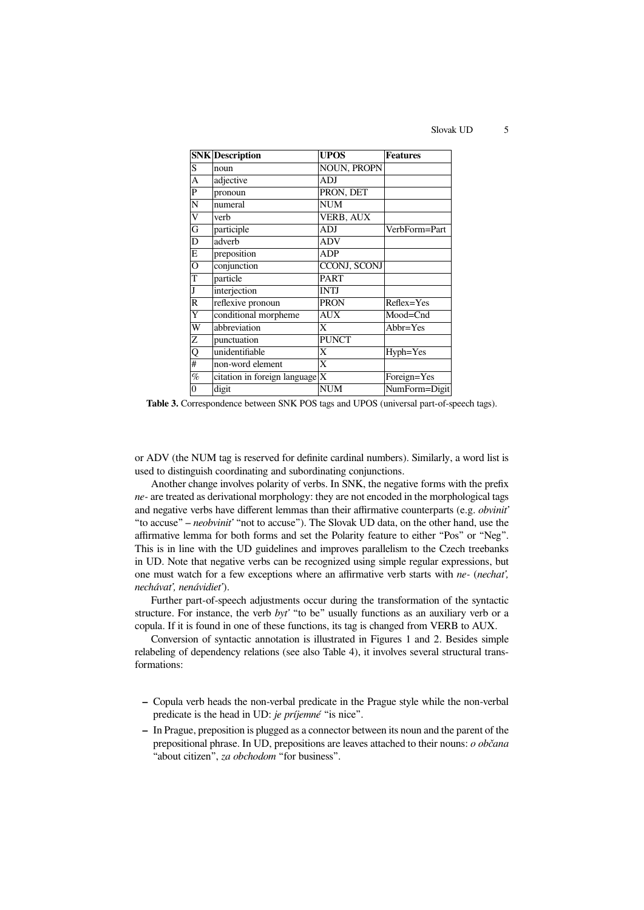| SNK | Description | UPOS | Features |
|---|---|---|---|
| S | noun | NOUN, PROPN | |
| A | adjective | ADJ | |
| P | pronoun | PRON, DET | |
| N | numeral | NUM | |
| V | verb | VERB, AUX | |
| G | participle | ADJ | VerbForm=Part |
| D | adverb | ADV | |
| E | preposition | ADP | |
| O | conjunction | CCONJ, SCONJ | |
| T | particle | PART | |
| J | interjection | INTJ | |
| R | reflexive pronoun | PRON | Reflex=Yes |
| Y | conditional morpheme | AUX | Mood=Cnd |
| W | abbreviation | X | Abbr=Yes |
| Z | punctuation | PUNCT | |
| Q | unidentifiable | X | Hyph=Yes |
| # | non-word element | X | |
| % | citation in foreign language | X | Foreign=Yes |
| 0 | digit | NUM | NumForm=Digit |

**Table 3.** Correspondence between SNK POS tags and UPOS (universal part-of-speech tags).

or ADV (the NUM tag is reserved for definite cardinal numbers). Similarly, a word list is used to distinguish coordinating and subordinating conjunctions.

Another change involves polarity of verbs. In SNK, the negative forms with the prefix *ne-* are treated as derivational morphology: they are not encoded in the morphological tags and negative verbs have different lemmas than their affirmative counterparts (e.g. *obviniť* "to accuse" – *neobviniť* "not to accuse"). The Slovak UD data, on the other hand, use the affirmative lemma for both forms and set the Polarity feature to either "Pos" or "Neg". This is in line with the UD guidelines and improves parallelism to the Czech treebanks in UD. Note that negative verbs can be recognized using simple regular expressions, but one must watch for a few exceptions where an affirmative verb starts with *ne-* (*nechať, nechávať, nenávidieť*).

Further part-of-speech adjustments occur during the transformation of the syntactic structure. For instance, the verb *byť* "to be" usually functions as an auxiliary verb or a copula. If it is found in one of these functions, its tag is changed from VERB to AUX.

Conversion of syntactic annotation is illustrated in Figures 1 and 2. Besides simple relabeling of dependency relations (see also Table 4), it involves several structural transformations:

- Copula verb heads the non-verbal predicate in the Prague style while the non-verbal predicate is the head in UD: *je príjemné* "is nice".
- In Prague, preposition is plugged as a connector between its noun and the parent of the prepositional phrase. In UD, prepositions are leaves attached to their nouns: *o občana* "about citizen", *za obchodom* "for business".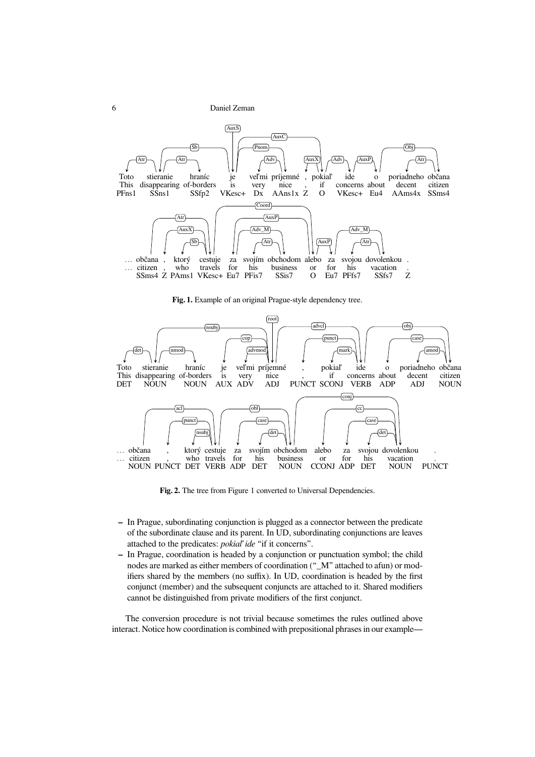**Fig. 1.** Example of an original Prague-style dependency tree.

**Fig. 2.** The tree from Figure 1 converted to Universal Dependencies.

- In Prague, subordinating conjunction is plugged as a connector between the predicate of the subordinate clause and its parent. In UD, subordinating conjunctions are leaves attached to the predicates: *pokiaľ ide* "if it concerns".
- In Prague, coordination is headed by a conjunction or punctuation symbol; the child nodes are marked as either members of coordination ("_M" attached to afun) or modifiers shared by the members (no suffix). In UD, coordination is headed by the first conjunct (member) and the subsequent conjuncts are attached to it. Shared modifiers cannot be distinguished from private modifiers of the first conjunct.

The conversion procedure is not trivial because sometimes the rules outlined above interact. Notice how coordination is combined with prepositional phrases in our example—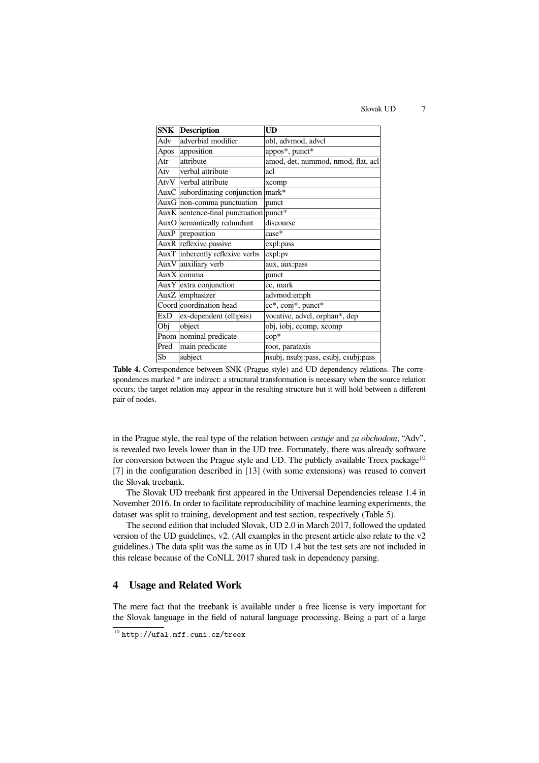| SNK | Description | UD |
|---|---|---|
| Adv | adverbial modifier | obl, advmod, advcl |
| Apos | apposition | appos*, punct* |
| Atr | attribute | amod, det, nummod, nmod, flat, acl |
| Atv | verbal attribute | acl |
| AtvV | verbal attribute | xcomp |
| AuxC | subordinating conjunction | mark* |
| AuxG | non-comma punctuation | punct |
| AuxK | sentence-final punctuation | punct* |
| AuxO | semantically redundant | discourse |
| AuxP | preposition | case* |
| AuxR | reflexive passive | expl:pass |
| AuxT | inherently reflexive verbs | expl:pv |
| AuxV | auxiliary verb | aux, aux:pass |
| AuxX | comma | punct |
| AuxY | extra conjunction | cc, mark |
| AuxZ | emphasizer | advmod:emph |
| Coord | coordination head | cc*, conj*, punct* |
| ExD | ex-dependent (ellipsis) | vocative, advcl, orphan*, dep |
| Obj | object | obj, iobj, ccomp, xcomp |
| Pnom | nominal predicate | cop* |
| Pred | main predicate | root, parataxis |
| Sb | subject | nsubj, nsubj:pass, csubj, csubj:pass |

**Table 4.** Correspondence between SNK (Prague style) and UD dependency relations. The correspondences marked * are indirect: a structural transformation is necessary when the source relation occurs; the target relation may appear in the resulting structure but it will hold between a different pair of nodes.

in the Prague style, the real type of the relation between *cestuje* and *za obchodom*, "Adv", is revealed two levels lower than in the UD tree. Fortunately, there was already software for conversion between the Prague style and UD. The publicly available Treex package[10] [7] in the configuration described in [13] (with some extensions) was reused to convert the Slovak treebank.

The Slovak UD treebank first appeared in the Universal Dependencies release 1.4 in November 2016. In order to facilitate reproducibility of machine learning experiments, the dataset was split to training, development and test section, respectively (Table 5).

The second edition that included Slovak, UD 2.0 in March 2017, followed the updated version of the UD guidelines, v2. (All examples in the present article also relate to the v2 guidelines.) The data split was the same as in UD 1.4 but the test sets are not included in this release because of the CoNLL 2017 shared task in dependency parsing.

## 4 Usage and Related Work

The mere fact that the treebank is available under a free license is very important for the Slovak language in the field of natural language processing. Being a part of a large

[10] http://ufal.mff.cuni.cz/treex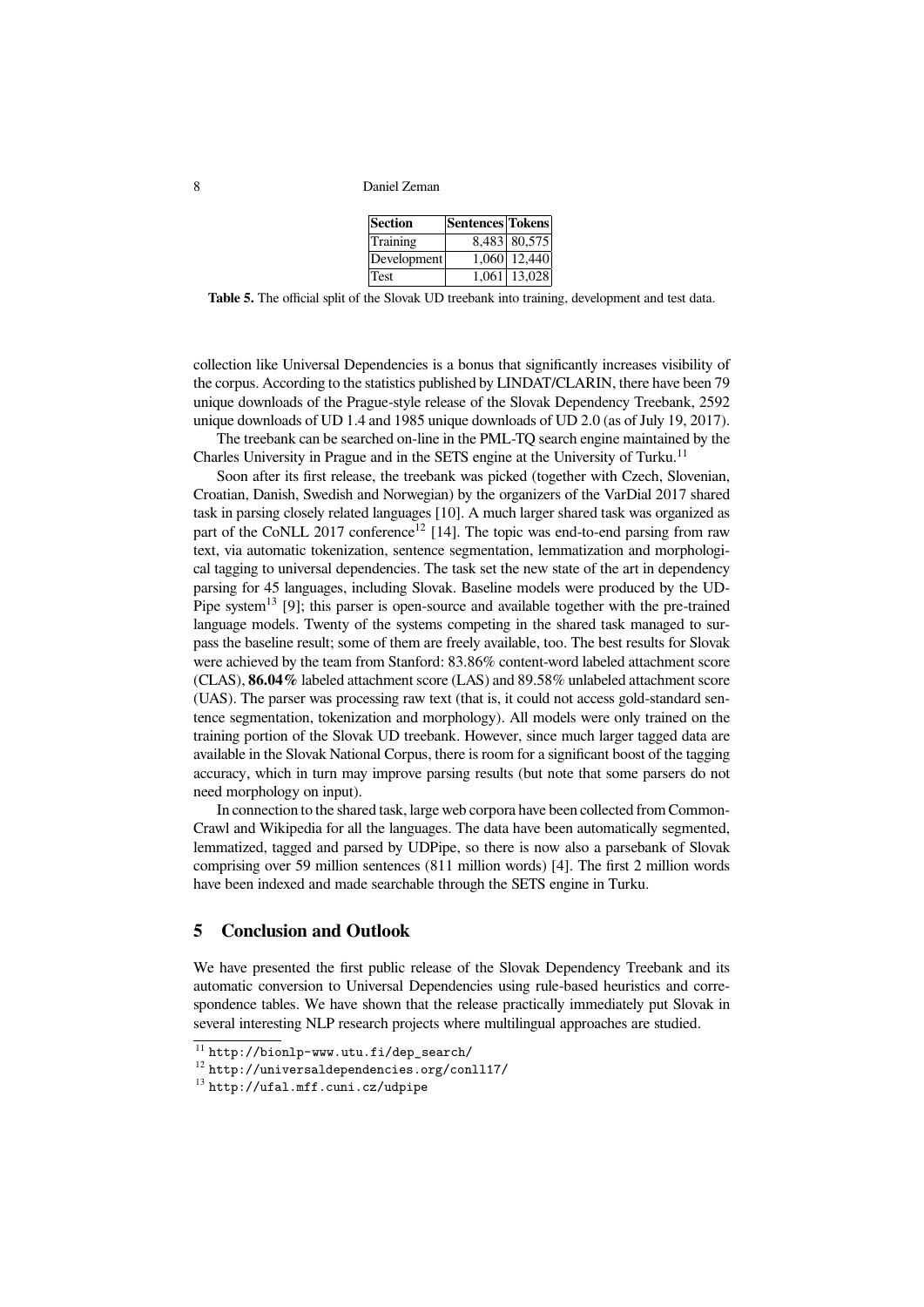| Section | Sentences | Tokens |
|---|---|---|
| Training | 8,483 | 80,575 |
| Development | 1,060 | 12,440 |
| Test | 1,061 | 13,028 |

**Table 5.** The official split of the Slovak UD treebank into training, development and test data.

collection like Universal Dependencies is a bonus that significantly increases visibility of the corpus. According to the statistics published by LINDAT/CLARIN, there have been 79 unique downloads of the Prague-style release of the Slovak Dependency Treebank, 2592 unique downloads of UD 1.4 and 1985 unique downloads of UD 2.0 (as of July 19, 2017).

The treebank can be searched on-line in the PML-TQ search engine maintained by the Charles University in Prague and in the SETS engine at the University of Turku.[11]

Soon after its first release, the treebank was picked (together with Czech, Slovenian, Croatian, Danish, Swedish and Norwegian) by the organizers of the VarDial 2017 shared task in parsing closely related languages [10]. A much larger shared task was organized as part of the CoNLL 2017 conference[12] [14]. The topic was end-to-end parsing from raw text, via automatic tokenization, sentence segmentation, lemmatization and morphological tagging to universal dependencies. The task set the new state of the art in dependency parsing for 45 languages, including Slovak. Baseline models were produced by the UDPipe system[13] [9]; this parser is open-source and available together with the pre-trained language models. Twenty of the systems competing in the shared task managed to surpass the baseline result; some of them are freely available, too. The best results for Slovak were achieved by the team from Stanford: 83.86% content-word labeled attachment score (CLAS), **86.04%** labeled attachment score (LAS) and 89.58% unlabeled attachment score (UAS). The parser was processing raw text (that is, it could not access gold-standard sentence segmentation, tokenization and morphology). All models were only trained on the training portion of the Slovak UD treebank. However, since much larger tagged data are available in the Slovak National Corpus, there is room for a significant boost of the tagging accuracy, which in turn may improve parsing results (but note that some parsers do not need morphology on input).

In connection to the shared task, large web corpora have been collected from CommonCrawl and Wikipedia for all the languages. The data have been automatically segmented, lemmatized, tagged and parsed by UDPipe, so there is now also a parsebank of Slovak comprising over 59 million sentences (811 million words) [4]. The first 2 million words have been indexed and made searchable through the SETS engine in Turku.

## 5 Conclusion and Outlook

We have presented the first public release of the Slovak Dependency Treebank and its automatic conversion to Universal Dependencies using rule-based heuristics and correspondence tables. We have shown that the release practically immediately put Slovak in several interesting NLP research projects where multilingual approaches are studied.

[11] `http://bionlp-www.utu.fi/dep_search/`

[12] `http://universaldependencies.org/conll17/`

[13] `http://ufal.mff.cuni.cz/udpipe`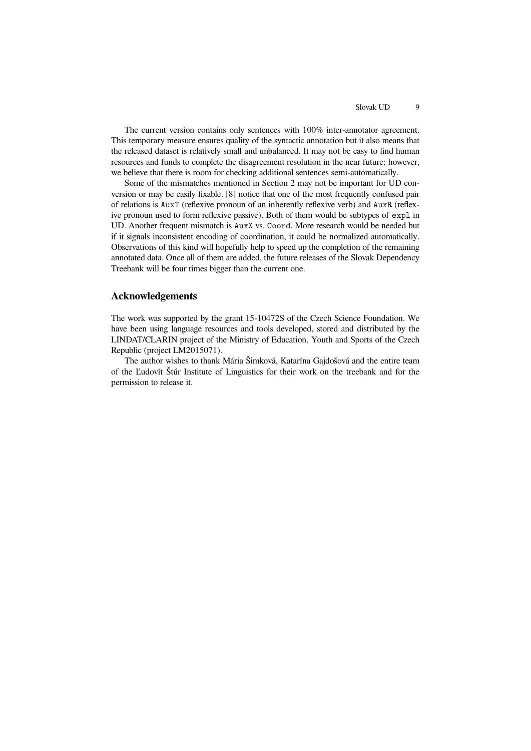The current version contains only sentences with 100% inter-annotator agreement. This temporary measure ensures quality of the syntactic annotation but it also means that the released dataset is relatively small and unbalanced. It may not be easy to find human resources and funds to complete the disagreement resolution in the near future; however, we believe that there is room for checking additional sentences semi-automatically.

Some of the mismatches mentioned in Section 2 may not be important for UD conversion or may be easily fixable. [8] notice that one of the most frequently confused pair of relations is `AuxT` (reflexive pronoun of an inherently reflexive verb) and `AuxR` (reflexive pronoun used to form reflexive passive). Both of them would be subtypes of `expl` in UD. Another frequent mismatch is `AuxX` vs. `Coord`. More research would be needed but if it signals inconsistent encoding of coordination, it could be normalized automatically. Observations of this kind will hopefully help to speed up the completion of the remaining annotated data. Once all of them are added, the future releases of the Slovak Dependency Treebank will be four times bigger than the current one.

## Acknowledgements

The work was supported by the grant 15-10472S of the Czech Science Foundation. We have been using language resources and tools developed, stored and distributed by the LINDAT/CLARIN project of the Ministry of Education, Youth and Sports of the Czech Republic (project LM2015071).

The author wishes to thank Mária Šimková, Katarína Gajdošová and the entire team of the Ľudovít Štúr Institute of Linguistics for their work on the treebank and for the permission to release it.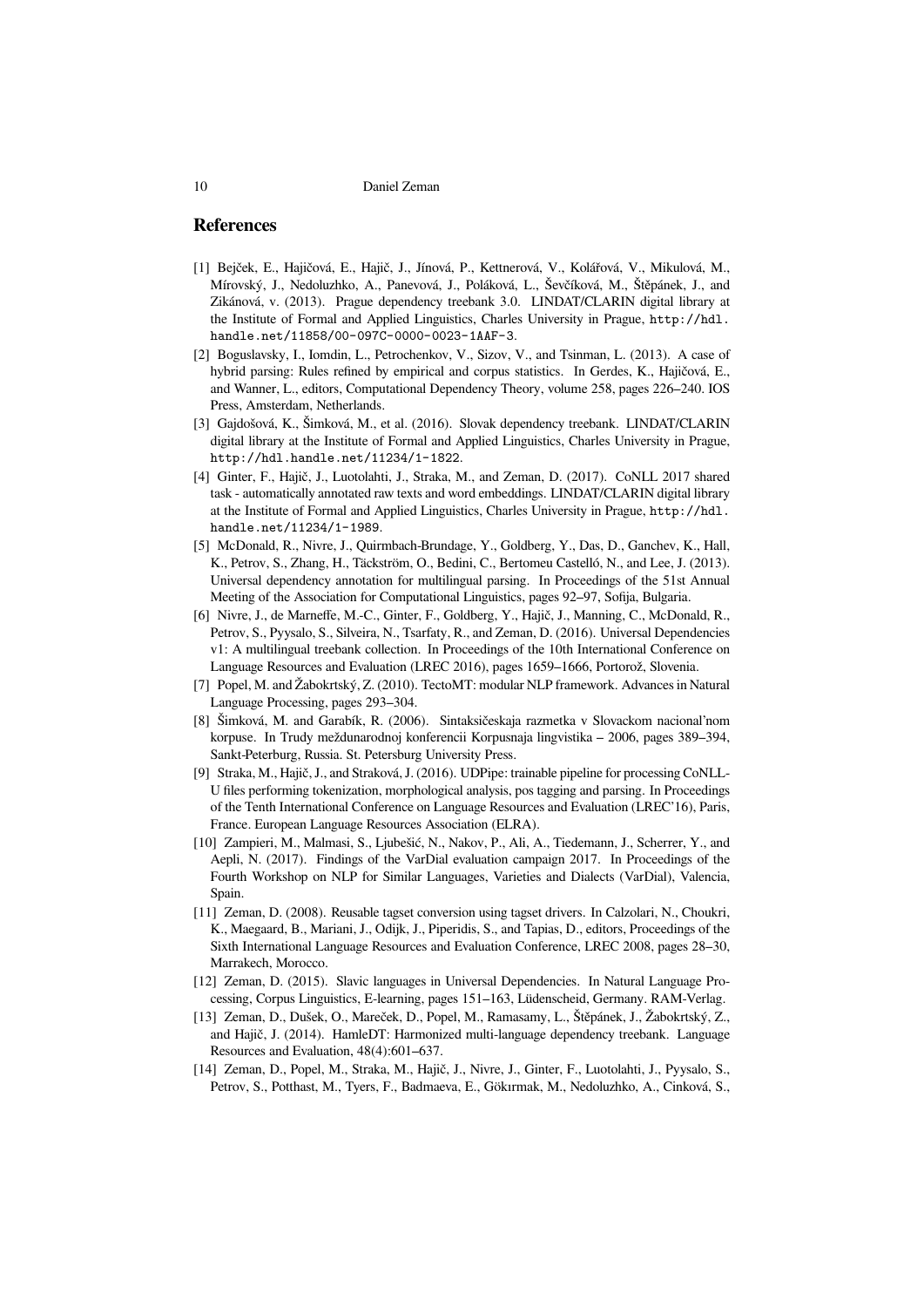## References

[1] Bejček, E., Hajičová, E., Hajič, J., Jínová, P., Kettnerová, V., Kolářová, V., Mikulová, M., Mírovský, J., Nedoluzhko, A., Panevová, J., Poláková, L., Ševčíková, M., Štěpánek, J., and Zikánová, v. (2013). Prague dependency treebank 3.0. LINDAT/CLARIN digital library at the Institute of Formal and Applied Linguistics, Charles University in Prague, http://hdl.handle.net/11858/00-097C-0000-0023-1AAF-3.

[2] Boguslavsky, I., Iomdin, L., Petrochenkov, V., Sizov, V., and Tsinman, L. (2013). A case of hybrid parsing: Rules refined by empirical and corpus statistics. In Gerdes, K., Hajičová, E., and Wanner, L., editors, Computational Dependency Theory, volume 258, pages 226–240. IOS Press, Amsterdam, Netherlands.

[3] Gajdošová, K., Šimková, M., et al. (2016). Slovak dependency treebank. LINDAT/CLARIN digital library at the Institute of Formal and Applied Linguistics, Charles University in Prague, http://hdl.handle.net/11234/1-1822.

[4] Ginter, F., Hajič, J., Luotolahti, J., Straka, M., and Zeman, D. (2017). CoNLL 2017 shared task - automatically annotated raw texts and word embeddings. LINDAT/CLARIN digital library at the Institute of Formal and Applied Linguistics, Charles University in Prague, http://hdl.handle.net/11234/1-1989.

[5] McDonald, R., Nivre, J., Quirmbach-Brundage, Y., Goldberg, Y., Das, D., Ganchev, K., Hall, K., Petrov, S., Zhang, H., Täckström, O., Bedini, C., Bertomeu Castelló, N., and Lee, J. (2013). Universal dependency annotation for multilingual parsing. In Proceedings of the 51st Annual Meeting of the Association for Computational Linguistics, pages 92–97, Sofija, Bulgaria.

[6] Nivre, J., de Marneffe, M.-C., Ginter, F., Goldberg, Y., Hajič, J., Manning, C., McDonald, R., Petrov, S., Pyysalo, S., Silveira, N., Tsarfaty, R., and Zeman, D. (2016). Universal Dependencies v1: A multilingual treebank collection. In Proceedings of the 10th International Conference on Language Resources and Evaluation (LREC 2016), pages 1659–1666, Portorož, Slovenia.

[7] Popel, M. and Žabokrtský, Z. (2010). TectoMT: modular NLP framework. Advances in Natural Language Processing, pages 293–304.

[8] Šimková, M. and Garabík, R. (2006). Sintaksičeskaja razmetka v Slovackom nacional'nom korpuse. In Trudy meždunarodnoj konferencii Korpusnaja lingvistika – 2006, pages 389–394, Sankt-Peterburg, Russia. St. Petersburg University Press.

[9] Straka, M., Hajič, J., and Straková, J. (2016). UDPipe: trainable pipeline for processing CoNLL-U files performing tokenization, morphological analysis, pos tagging and parsing. In Proceedings of the Tenth International Conference on Language Resources and Evaluation (LREC'16), Paris, France. European Language Resources Association (ELRA).

[10] Zampieri, M., Malmasi, S., Ljubešić, N., Nakov, P., Ali, A., Tiedemann, J., Scherrer, Y., and Aepli, N. (2017). Findings of the VarDial evaluation campaign 2017. In Proceedings of the Fourth Workshop on NLP for Similar Languages, Varieties and Dialects (VarDial), Valencia, Spain.

[11] Zeman, D. (2008). Reusable tagset conversion using tagset drivers. In Calzolari, N., Choukri, K., Maegaard, B., Mariani, J., Odijk, J., Piperidis, S., and Tapias, D., editors, Proceedings of the Sixth International Language Resources and Evaluation Conference, LREC 2008, pages 28–30, Marrakech, Morocco.

[12] Zeman, D. (2015). Slavic languages in Universal Dependencies. In Natural Language Processing, Corpus Linguistics, E-learning, pages 151–163, Lüdenscheid, Germany. RAM-Verlag.

[13] Zeman, D., Dušek, O., Mareček, D., Popel, M., Ramasamy, L., Štěpánek, J., Žabokrtský, Z., and Hajič, J. (2014). HamleDT: Harmonized multi-language dependency treebank. Language Resources and Evaluation, 48(4):601–637.

[14] Zeman, D., Popel, M., Straka, M., Hajič, J., Nivre, J., Ginter, F., Luotolahti, J., Pyysalo, S., Petrov, S., Potthast, M., Tyers, F., Badmaeva, E., Gökırmak, M., Nedoluzhko, A., Cinková, S.,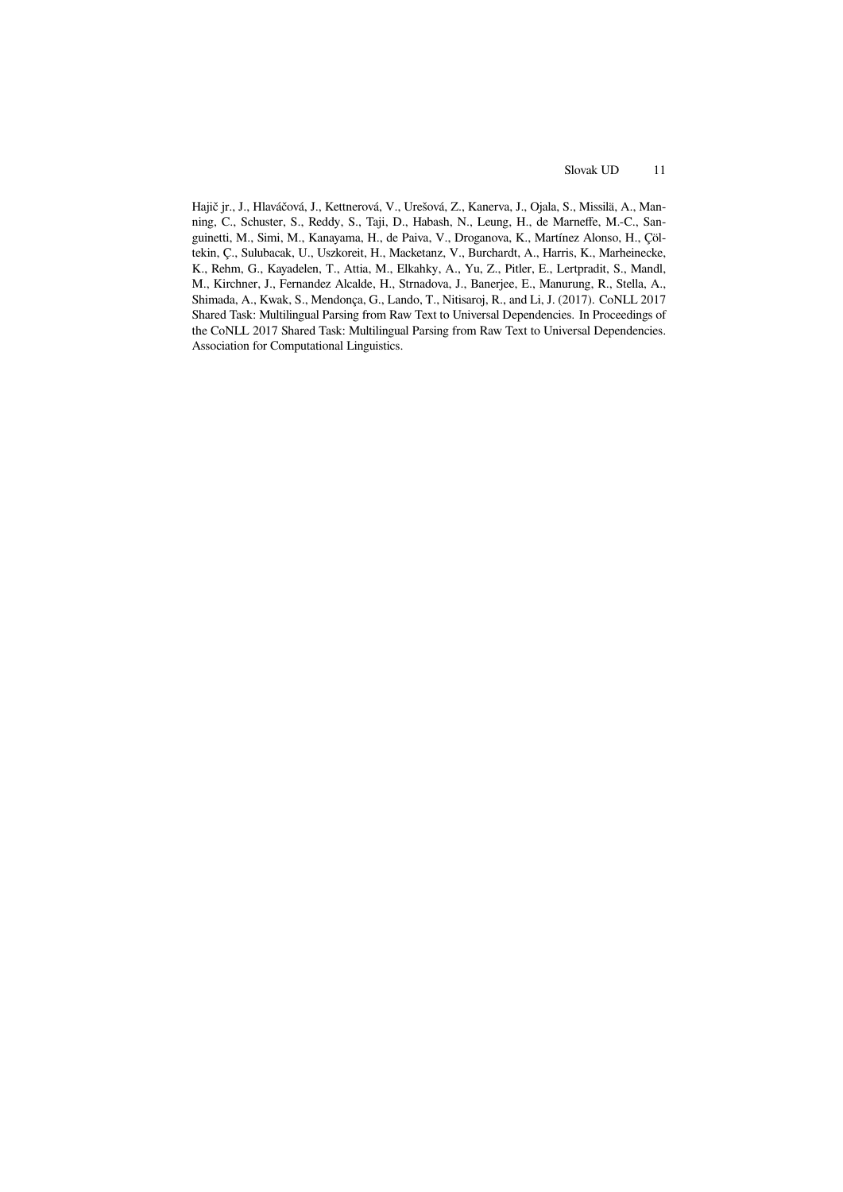Hajič jr., J., Hlaváčová, J., Kettnerová, V., Urešová, Z., Kanerva, J., Ojala, S., Missilä, A., Manning, C., Schuster, S., Reddy, S., Taji, D., Habash, N., Leung, H., de Marneffe, M.-C., Sanguinetti, M., Simi, M., Kanayama, H., de Paiva, V., Droganova, K., Martínez Alonso, H., Çöltekin, Ç., Sulubacak, U., Uszkoreit, H., Macketanz, V., Burchardt, A., Harris, K., Marheinecke, K., Rehm, G., Kayadelen, T., Attia, M., Elkahky, A., Yu, Z., Pitler, E., Lertpradit, S., Mandl, M., Kirchner, J., Fernandez Alcalde, H., Strnadova, J., Banerjee, E., Manurung, R., Stella, A., Shimada, A., Kwak, S., Mendonça, G., Lando, T., Nitisaroj, R., and Li, J. (2017). CoNLL 2017 Shared Task: Multilingual Parsing from Raw Text to Universal Dependencies. In Proceedings of the CoNLL 2017 Shared Task: Multilingual Parsing from Raw Text to Universal Dependencies. Association for Computational Linguistics.